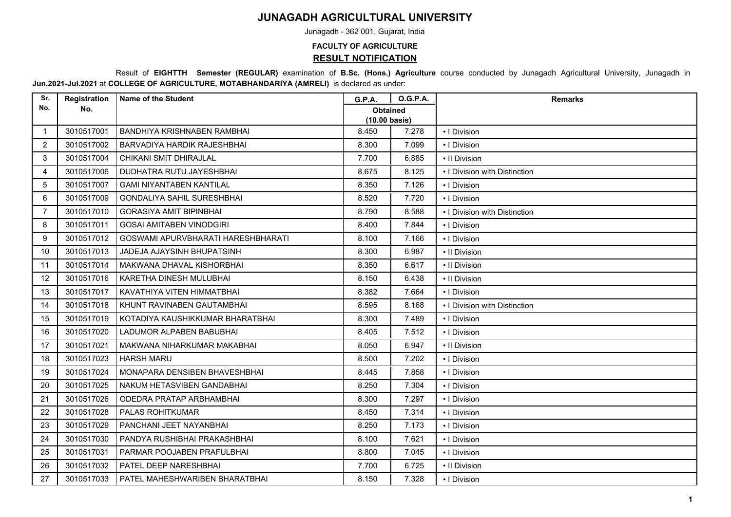# JUNAGADH AGRICULTURAL UNIVERSITY

Junagadh - 362 001, Gujarat, India

**FACULTY OF AGRICULTURE**

## RESULT NOTIFICATION

Result of **EIGHTTH Semester (REGULAR)** examination of **B.Sc. (Hons.) Agriculture** course conducted by Junagadh Agricultural University, Junagadh in **Jun.2021-Jul.2021** at **COLLEGE OF AGRICULTURE, MOTABHANDARIYA (AMRELI)** is declared as under:

| Sr. No. | Registration No. | Name of the Student | G.P.A. | O.G.P.A. | Remarks |
|---|---|---|---|---|---|
| | | | Obtained (10.00 basis) | | |
| 1 | 3010517001 | BANDHIYA KRISHNABEN RAMBHAI | 8.450 | 7.278 | • I Division |
| 2 | 3010517002 | BARVADIYA HARDIK RAJESHBHAI | 8.300 | 7.099 | • I Division |
| 3 | 3010517004 | CHIKANI SMIT DHIRAJLAL | 7.700 | 6.885 | • II Division |
| 4 | 3010517006 | DUDHATRA RUTU JAYESHBHAI | 8.675 | 8.125 | • I Division with Distinction |
| 5 | 3010517007 | GAMI NIYANTABEN KANTILAL | 8.350 | 7.126 | • I Division |
| 6 | 3010517009 | GONDALIYA SAHIL SURESHBHAI | 8.520 | 7.720 | • I Division |
| 7 | 3010517010 | GORASIYA AMIT BIPINBHAI | 8.790 | 8.588 | • I Division with Distinction |
| 8 | 3010517011 | GOSAI AMITABEN VINODGIRI | 8.400 | 7.844 | • I Division |
| 9 | 3010517012 | GOSWAMI APURVBHARATI HARESHBHARATI | 8.100 | 7.166 | • I Division |
| 10 | 3010517013 | JADEJA AJAYSINH BHUPATSINH | 8.300 | 6.987 | • II Division |
| 11 | 3010517014 | MAKWANA DHAVAL KISHORBHAI | 8.350 | 6.617 | • II Division |
| 12 | 3010517016 | KARETHA DINESH MULUBHAI | 8.150 | 6.438 | • II Division |
| 13 | 3010517017 | KAVATHIYA VITEN HIMMATBHAI | 8.382 | 7.664 | • I Division |
| 14 | 3010517018 | KHUNT RAVINABEN GAUTAMBHAI | 8.595 | 8.168 | • I Division with Distinction |
| 15 | 3010517019 | KOTADIYA KAUSHIKKUMAR BHARATBHAI | 8.300 | 7.489 | • I Division |
| 16 | 3010517020 | LADUMOR ALPABEN BABUBHAI | 8.405 | 7.512 | • I Division |
| 17 | 3010517021 | MAKWANA NIHARKUMAR MAKABHAI | 8.050 | 6.947 | • II Division |
| 18 | 3010517023 | HARSH MARU | 8.500 | 7.202 | • I Division |
| 19 | 3010517024 | MONAPARA DENSIBEN BHAVESHBHAI | 8.445 | 7.858 | • I Division |
| 20 | 3010517025 | NAKUM HETASVIBEN GANDABHAI | 8.250 | 7.304 | • I Division |
| 21 | 3010517026 | ODEDRA PRATAP ARBHAMBHAI | 8.300 | 7.297 | • I Division |
| 22 | 3010517028 | PALAS ROHITKUMAR | 8.450 | 7.314 | • I Division |
| 23 | 3010517029 | PANCHANI JEET NAYANBHAI | 8.250 | 7.173 | • I Division |
| 24 | 3010517030 | PANDYA RUSHIBHAI PRAKASHBHAI | 8.100 | 7.621 | • I Division |
| 25 | 3010517031 | PARMAR POOJABEN PRAFULBHAI | 8.800 | 7.045 | • I Division |
| 26 | 3010517032 | PATEL DEEP NARESHBHAI | 7.700 | 6.725 | • II Division |
| 27 | 3010517033 | PATEL MAHESHWARIBEN BHARATBHAI | 8.150 | 7.328 | • I Division |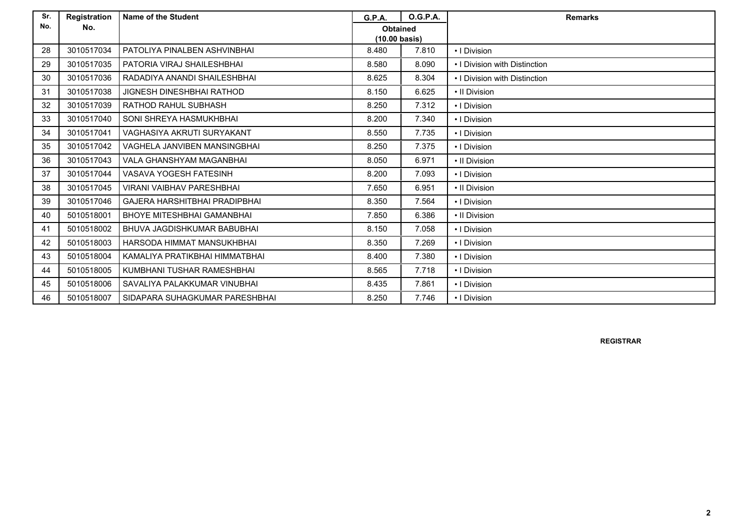| Sr. No. | Registration No. | Name of the Student | G.P.A. | O.G.P.A. | Remarks |
|---|---|---|---|---|---|
| | | | Obtained (10.00 basis) | | |
| 28 | 3010517034 | PATOLIYA PINALBEN ASHVINBHAI | 8.480 | 7.810 | • I Division |
| 29 | 3010517035 | PATORIA VIRAJ SHAILESHBHAI | 8.580 | 8.090 | • I Division with Distinction |
| 30 | 3010517036 | RADADIYA ANANDI SHAILESHBHAI | 8.625 | 8.304 | • I Division with Distinction |
| 31 | 3010517038 | JIGNESH DINESHBHAI RATHOD | 8.150 | 6.625 | • II Division |
| 32 | 3010517039 | RATHOD RAHUL SUBHASH | 8.250 | 7.312 | • I Division |
| 33 | 3010517040 | SONI SHREYA HASMUKHBHAI | 8.200 | 7.340 | • I Division |
| 34 | 3010517041 | VAGHASIYA AKRUTI SURYAKANT | 8.550 | 7.735 | • I Division |
| 35 | 3010517042 | VAGHELA JANVIBEN MANSINGBHAI | 8.250 | 7.375 | • I Division |
| 36 | 3010517043 | VALA GHANSHYAM MAGANBHAI | 8.050 | 6.971 | • II Division |
| 37 | 3010517044 | VASAVA YOGESH FATESINH | 8.200 | 7.093 | • I Division |
| 38 | 3010517045 | VIRANI VAIBHAV PARESHBHAI | 7.650 | 6.951 | • II Division |
| 39 | 3010517046 | GAJERA HARSHITBHAI PRADIPBHAI | 8.350 | 7.564 | • I Division |
| 40 | 5010518001 | BHOYE MITESHBHAI GAMANBHAI | 7.850 | 6.386 | • II Division |
| 41 | 5010518002 | BHUVA JAGDISHKUMAR BABUBHAI | 8.150 | 7.058 | • I Division |
| 42 | 5010518003 | HARSODA HIMMAT MANSUKHBHAI | 8.350 | 7.269 | • I Division |
| 43 | 5010518004 | KAMALIYA PRATIKBHAI HIMMATBHAI | 8.400 | 7.380 | • I Division |
| 44 | 5010518005 | KUMBHANI TUSHAR RAMESHBHAI | 8.565 | 7.718 | • I Division |
| 45 | 5010518006 | SAVALIYA PALAKKUMAR VINUBHAI | 8.435 | 7.861 | • I Division |
| 46 | 5010518007 | SIDAPARA SUHAGKUMAR PARESHBHAI | 8.250 | 7.746 | • I Division |

**REGISTRAR**